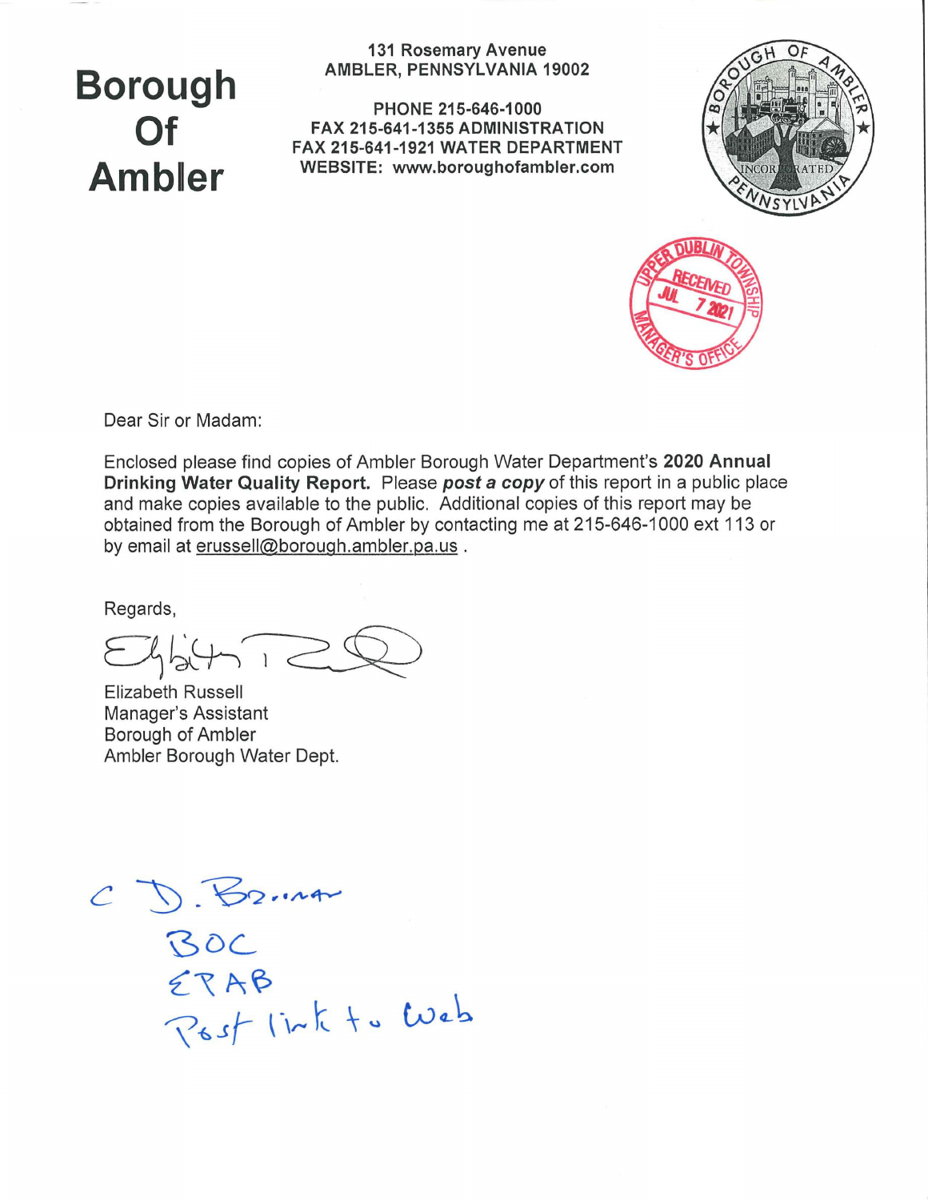# Borough Of Ambler

131 Rosemary Avenue
AMBLER, PENNSYLVANIA 19002

PHONE 215-646-1000
FAX 215-641-1355 ADMINISTRATION
FAX 215-641-1921 WATER DEPARTMENT
WEBSITE: www.boroughofambler.com

UPPER DUBLIN TOWNSHIP
RECEIVED
JUL 7 2021
MANAGER'S OFFICE

Dear Sir or Madam:

Enclosed please find copies of Ambler Borough Water Department's **2020 Annual Drinking Water Quality Report.** Please ***post a copy*** of this report in a public place and make copies available to the public. Additional copies of this report may be obtained from the Borough of Ambler by contacting me at 215-646-1000 ext 113 or by email at erussell@borough.ambler.pa.us .

Regards,

Elizabeth Russell
Manager's Assistant
Borough of Ambler
Ambler Borough Water Dept.

c D. Brunner
BOC
EPAB
Post link to Web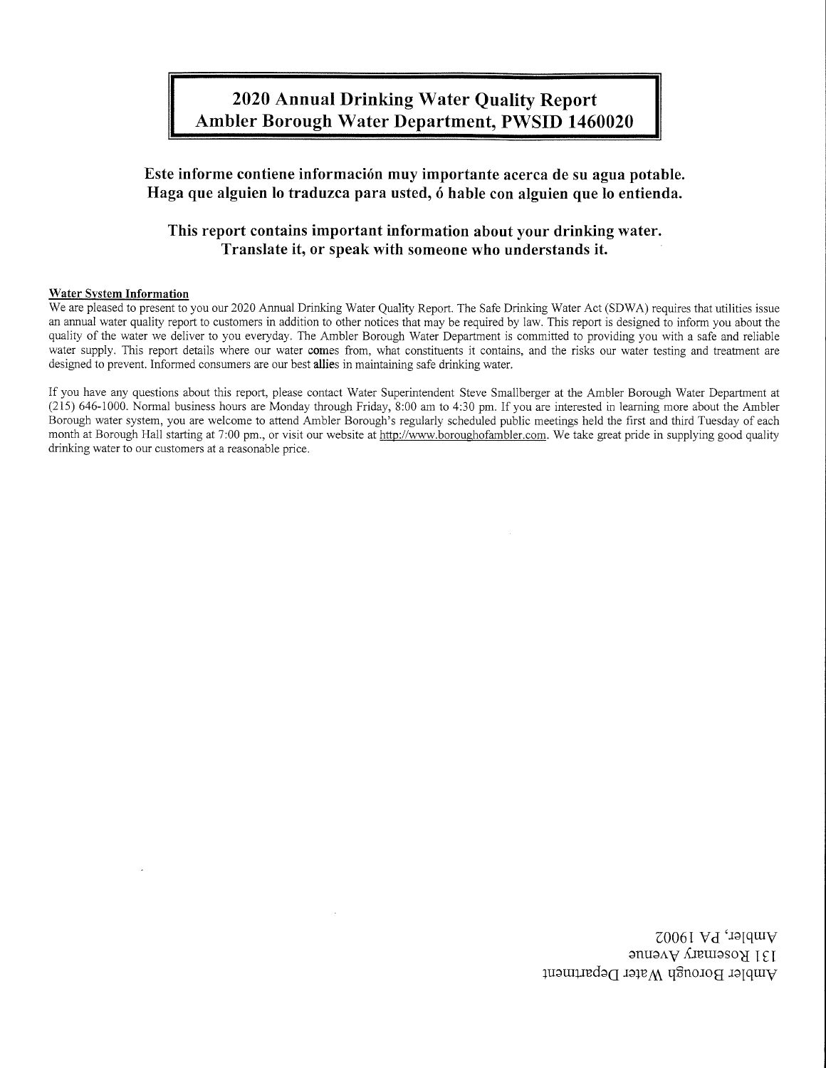# 2020 Annual Drinking Water Quality Report
# Ambler Borough Water Department, PWSID 1460020

**Este informe contiene información muy importante acerca de su agua potable. Haga que alguien lo traduzca para usted, ó hable con alguien que lo entienda.**

**This report contains important information about your drinking water. Translate it, or speak with someone who understands it.**

**Water System Information**

We are pleased to present to you our 2020 Annual Drinking Water Quality Report. The Safe Drinking Water Act (SDWA) requires that utilities issue an annual water quality report to customers in addition to other notices that may be required by law. This report is designed to inform you about the quality of the water we deliver to you everyday. The Ambler Borough Water Department is committed to providing you with a safe and reliable water supply. This report details where our water comes from, what constituents it contains, and the risks our water testing and treatment are designed to prevent. Informed consumers are our best allies in maintaining safe drinking water.

If you have any questions about this report, please contact Water Superintendent Steve Smallberger at the Ambler Borough Water Department at (215) 646-1000. Normal business hours are Monday through Friday, 8:00 am to 4:30 pm. If you are interested in learning more about the Ambler Borough water system, you are welcome to attend Ambler Borough's regularly scheduled public meetings held the first and third Tuesday of each month at Borough Hall starting at 7:00 pm., or visit our website at http://www.boroughofambler.com. We take great pride in supplying good quality drinking water to our customers at a reasonable price.

Ambler Borough Water Department
131 Rosemary Avenue
Ambler, PA 19002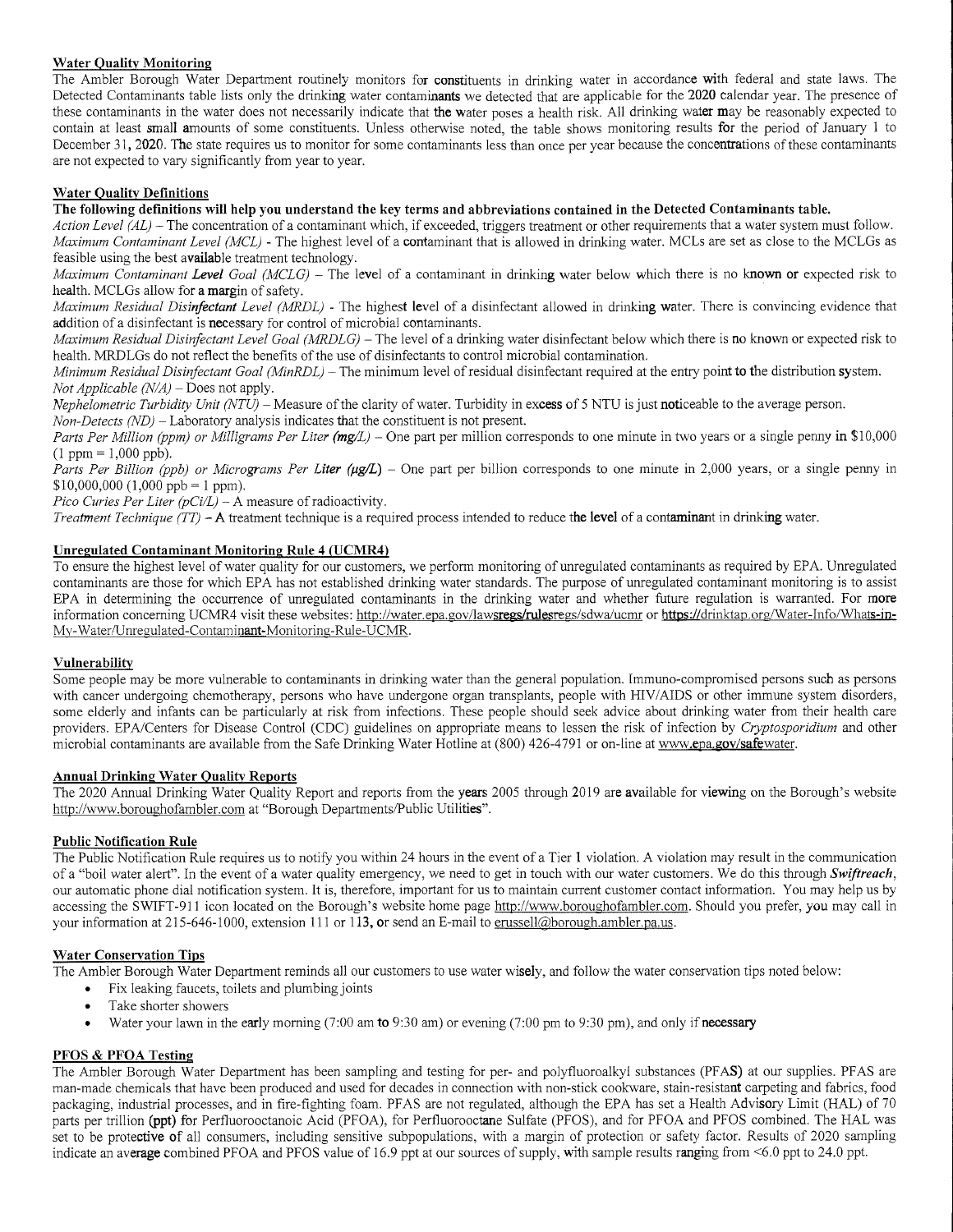## Water Quality Monitoring

The Ambler Borough Water Department routinely monitors for constituents in drinking water in accordance with federal and state laws. The Detected Contaminants table lists only the drinking water contaminants we detected that are applicable for the 2020 calendar year. The presence of these contaminants in the water does not necessarily indicate that the water poses a health risk. All drinking water may be reasonably expected to contain at least small amounts of some constituents. Unless otherwise noted, the table shows monitoring results for the period of January 1 to December 31, 2020. The state requires us to monitor for some contaminants less than once per year because the concentrations of these contaminants are not expected to vary significantly from year to year.

## Water Quality Definitions

**The following definitions will help you understand the key terms and abbreviations contained in the Detected Contaminants table.**

*Action Level (AL)* – The concentration of a contaminant which, if exceeded, triggers treatment or other requirements that a water system must follow.

*Maximum Contaminant Level (MCL)* - The highest level of a contaminant that is allowed in drinking water. MCLs are set as close to the MCLGs as feasible using the best available treatment technology.

*Maximum Contaminant Level Goal (MCLG)* – The level of a contaminant in drinking water below which there is no known or expected risk to health. MCLGs allow for a margin of safety.

*Maximum Residual Disinfectant Level (MRDL)* - The highest level of a disinfectant allowed in drinking water. There is convincing evidence that addition of a disinfectant is necessary for control of microbial contaminants.

*Maximum Residual Disinfectant Level Goal (MRDLG)* – The level of a drinking water disinfectant below which there is no known or expected risk to health. MRDLGs do not reflect the benefits of the use of disinfectants to control microbial contamination.

*Minimum Residual Disinfectant Goal (MinRDL)* – The minimum level of residual disinfectant required at the entry point to the distribution system.

*Not Applicable (N/A)* – Does not apply.

*Nephelometric Turbidity Unit (NTU)* – Measure of the clarity of water. Turbidity in excess of 5 NTU is just noticeable to the average person.

*Non-Detects (ND)* – Laboratory analysis indicates that the constituent is not present.

*Parts Per Million (ppm) or Milligrams Per Liter (mg/L)* – One part per million corresponds to one minute in two years or a single penny in $10,000 (1 ppm = 1,000 ppb).

*Parts Per Billion (ppb) or Micrograms Per Liter (µg/L)* – One part per billion corresponds to one minute in 2,000 years, or a single penny in $10,000,000 (1,000 ppb = 1 ppm).

*Pico Curies Per Liter (pCi/L)* – A measure of radioactivity.

*Treatment Technique (TT)* – A treatment technique is a required process intended to reduce the level of a contaminant in drinking water.

## Unregulated Contaminant Monitoring Rule 4 (UCMR4)

To ensure the highest level of water quality for our customers, we perform monitoring of unregulated contaminants as required by EPA. Unregulated contaminants are those for which EPA has not established drinking water standards. The purpose of unregulated contaminant monitoring is to assist EPA in determining the occurrence of unregulated contaminants in the drinking water and whether future regulation is warranted. For more information concerning UCMR4 visit these websites: http://water.epa.gov/lawsregs/rulesregs/sdwa/ucmr or https://drinktap.org/Water-Info/Whats-in-My-Water/Unregulated-Contaminant-Monitoring-Rule-UCMR.

## Vulnerability

Some people may be more vulnerable to contaminants in drinking water than the general population. Immuno-compromised persons such as persons with cancer undergoing chemotherapy, persons who have undergone organ transplants, people with HIV/AIDS or other immune system disorders, some elderly and infants can be particularly at risk from infections. These people should seek advice about drinking water from their health care providers. EPA/Centers for Disease Control (CDC) guidelines on appropriate means to lessen the risk of infection by *Cryptosporidium* and other microbial contaminants are available from the Safe Drinking Water Hotline at (800) 426-4791 or on-line at www.epa.gov/safewater.

## Annual Drinking Water Quality Reports

The 2020 Annual Drinking Water Quality Report and reports from the years 2005 through 2019 are available for viewing on the Borough's website http://www.boroughofambler.com at "Borough Departments/Public Utilities".

## Public Notification Rule

The Public Notification Rule requires us to notify you within 24 hours in the event of a Tier 1 violation. A violation may result in the communication of a "boil water alert". In the event of a water quality emergency, we need to get in touch with our water customers. We do this through ***Swiftreach***, our automatic phone dial notification system. It is, therefore, important for us to maintain current customer contact information. You may help us by accessing the SWIFT-911 icon located on the Borough's website home page http://www.boroughofambler.com. Should you prefer, you may call in your information at 215-646-1000, extension 111 or 113, or send an E-mail to erussell@borough.ambler.pa.us.

## Water Conservation Tips

The Ambler Borough Water Department reminds all our customers to use water wisely, and follow the water conservation tips noted below:

- Fix leaking faucets, toilets and plumbing joints
- Take shorter showers
- Water your lawn in the early morning (7:00 am to 9:30 am) or evening (7:00 pm to 9:30 pm), and only if necessary

## PFOS & PFOA Testing

The Ambler Borough Water Department has been sampling and testing for per- and polyfluoroalkyl substances (PFAS) at our supplies. PFAS are man-made chemicals that have been produced and used for decades in connection with non-stick cookware, stain-resistant carpeting and fabrics, food packaging, industrial processes, and in fire-fighting foam. PFAS are not regulated, although the EPA has set a Health Advisory Limit (HAL) of 70 parts per trillion (ppt) for Perfluorooctanoic Acid (PFOA), for Perfluorooctane Sulfate (PFOS), and for PFOA and PFOS combined. The HAL was set to be protective of all consumers, including sensitive subpopulations, with a margin of protection or safety factor. Results of 2020 sampling indicate an average combined PFOA and PFOS value of 16.9 ppt at our sources of supply, with sample results ranging from <6.0 ppt to 24.0 ppt.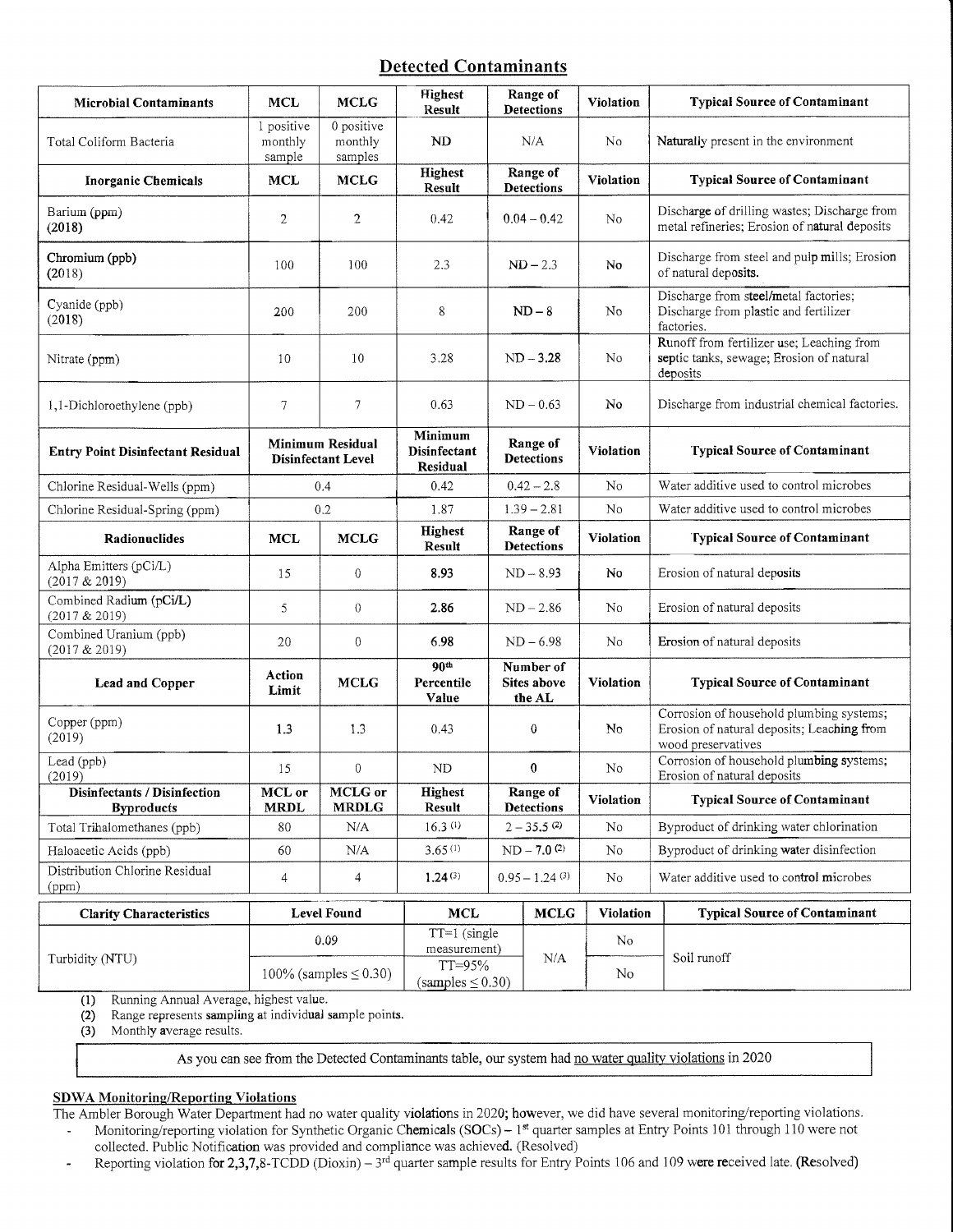## Detected Contaminants

| Microbial Contaminants | MCL | MCLG | Highest Result | Range of Detections | Violation | Typical Source of Contaminant |
|---|---|---|---|---|---|---|
| Total Coliform Bacteria | 1 positive monthly sample | 0 positive monthly samples | ND | N/A | No | Naturally present in the environment |
| **Inorganic Chemicals** | **MCL** | **MCLG** | **Highest Result** | **Range of Detections** | **Violation** | **Typical Source of Contaminant** |
| Barium (ppm) (2018) | 2 | 2 | 0.42 | 0.04 – 0.42 | No | Discharge of drilling wastes; Discharge from metal refineries; Erosion of natural deposits |
| Chromium (ppb) (2018) | 100 | 100 | 2.3 | ND – 2.3 | No | Discharge from steel and pulp mills; Erosion of natural deposits. |
| Cyanide (ppb) (2018) | 200 | 200 | 8 | ND – 8 | No | Discharge from steel/metal factories; Discharge from plastic and fertilizer factories. |
| Nitrate (ppm) | 10 | 10 | 3.28 | ND – 3.28 | No | Runoff from fertilizer use; Leaching from septic tanks, sewage; Erosion of natural deposits |
| 1,1-Dichloroethylene (ppb) | 7 | 7 | 0.63 | ND – 0.63 | No | Discharge from industrial chemical factories. |
| **Entry Point Disinfectant Residual** | **Minimum Residual Disinfectant Level** | | **Minimum Disinfectant Residual** | **Range of Detections** | **Violation** | **Typical Source of Contaminant** |
| Chlorine Residual-Wells (ppm) | 0.4 | | 0.42 | 0.42 – 2.8 | No | Water additive used to control microbes |
| Chlorine Residual-Spring (ppm) | 0.2 | | 1.87 | 1.39 – 2.81 | No | Water additive used to control microbes |
| **Radionuclides** | **MCL** | **MCLG** | **Highest Result** | **Range of Detections** | **Violation** | **Typical Source of Contaminant** |
| Alpha Emitters (pCi/L) (2017 & 2019) | 15 | 0 | 8.93 | ND – 8.93 | No | Erosion of natural deposits |
| Combined Radium (pCi/L) (2017 & 2019) | 5 | 0 | 2.86 | ND – 2.86 | No | Erosion of natural deposits |
| Combined Uranium (ppb) (2017 & 2019) | 20 | 0 | 6.98 | ND – 6.98 | No | Erosion of natural deposits |
| **Lead and Copper** | **Action Limit** | **MCLG** | **90th Percentile Value** | **Number of Sites above the AL** | **Violation** | **Typical Source of Contaminant** |
| Copper (ppm) (2019) | 1.3 | 1.3 | 0.43 | 0 | No | Corrosion of household plumbing systems; Erosion of natural deposits; Leaching from wood preservatives |
| Lead (ppb) (2019) | 15 | 0 | ND | 0 | No | Corrosion of household plumbing systems; Erosion of natural deposits |
| **Disinfectants / Disinfection Byproducts** | **MCL or MRDL** | **MCLG or MRDLG** | **Highest Result** | **Range of Detections** | **Violation** | **Typical Source of Contaminant** |
| Total Trihalomethanes (ppb) | 80 | N/A | 16.3 (1) | 2 – 35.5 (2) | No | Byproduct of drinking water chlorination |
| Haloacetic Acids (ppb) | 60 | N/A | 3.65 (1) | ND – 7.0 (2) | No | Byproduct of drinking water disinfection |
| Distribution Chlorine Residual (ppm) | 4 | 4 | 1.24 (3) | 0.95 – 1.24 (3) | No | Water additive used to control microbes |

| Clarity Characteristics | Level Found | MCL | MCLG | Violation | Typical Source of Contaminant |
|---|---|---|---|---|---|
| Turbidity (NTU) | 0.09 | TT=1 (single measurement) | N/A | No | Soil runoff |
| | 100% (samples ≤ 0.30) | TT=95% (samples ≤ 0.30) | | No | |

(1) Running Annual Average, highest value.
(2) Range represents sampling at individual sample points.
(3) Monthly average results.

As you can see from the Detected Contaminants table, our system had no water quality violations in 2020

**SDWA Monitoring/Reporting Violations**

The Ambler Borough Water Department had no water quality violations in 2020; however, we did have several monitoring/reporting violations.

- Monitoring/reporting violation for Synthetic Organic Chemicals (SOCs) – 1st quarter samples at Entry Points 101 through 110 were not collected. Public Notification was provided and compliance was achieved. (Resolved)
- Reporting violation for 2,3,7,8-TCDD (Dioxin) – 3rd quarter sample results for Entry Points 106 and 109 were received late. (Resolved)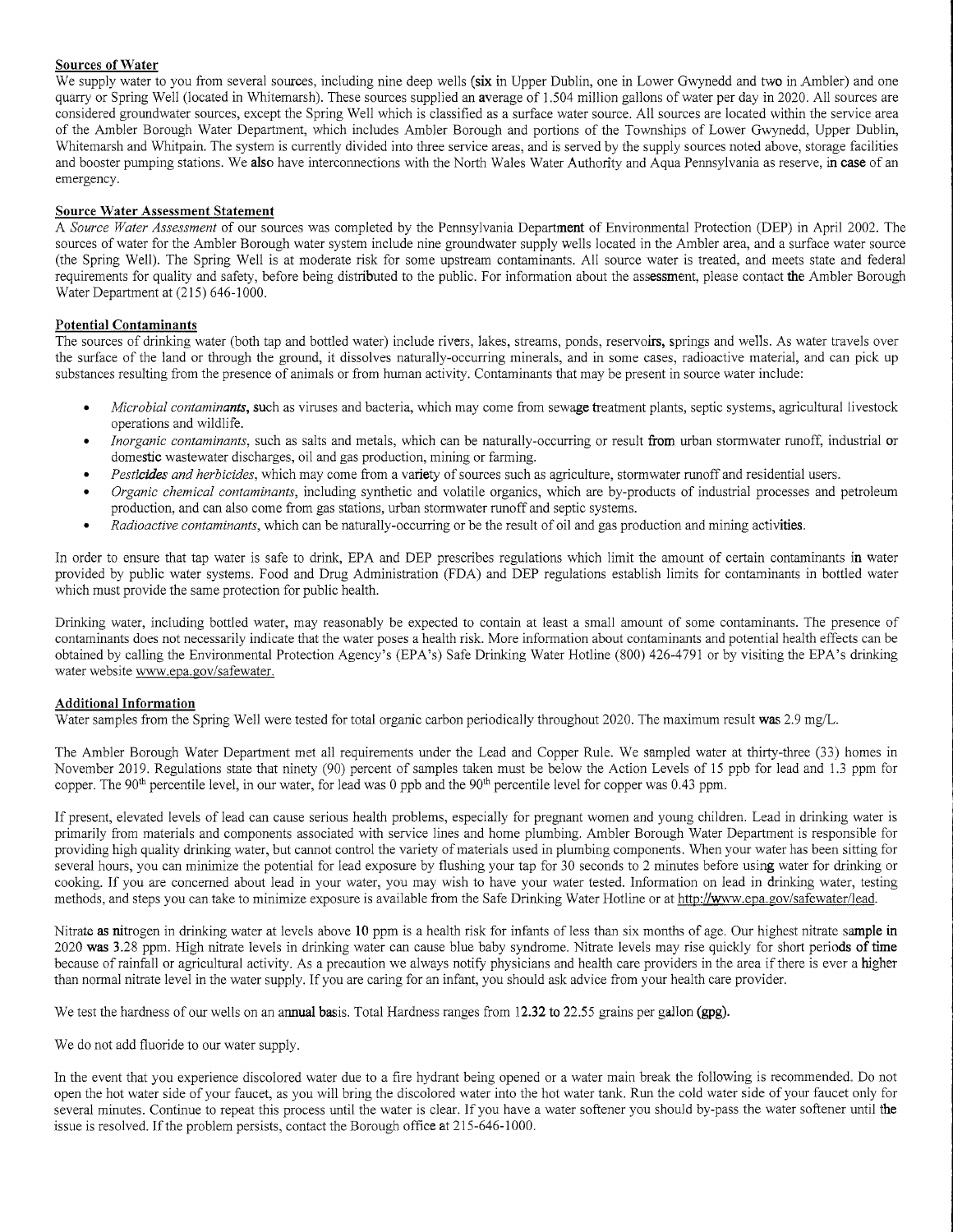## Sources of Water

We supply water to you from several sources, including nine deep wells (six in Upper Dublin, one in Lower Gwynedd and two in Ambler) and one quarry or Spring Well (located in Whitemarsh). These sources supplied an average of 1.504 million gallons of water per day in 2020. All sources are considered groundwater sources, except the Spring Well which is classified as a surface water source. All sources are located within the service area of the Ambler Borough Water Department, which includes Ambler Borough and portions of the Townships of Lower Gwynedd, Upper Dublin, Whitemarsh and Whitpain. The system is currently divided into three service areas, and is served by the supply sources noted above, storage facilities and booster pumping stations. We also have interconnections with the North Wales Water Authority and Aqua Pennsylvania as reserve, in case of an emergency.

## Source Water Assessment Statement

A *Source Water Assessment* of our sources was completed by the Pennsylvania Department of Environmental Protection (DEP) in April 2002. The sources of water for the Ambler Borough water system include nine groundwater supply wells located in the Ambler area, and a surface water source (the Spring Well). The Spring Well is at moderate risk for some upstream contaminants. All source water is treated, and meets state and federal requirements for quality and safety, before being distributed to the public. For information about the assessment, please contact the Ambler Borough Water Department at (215) 646-1000.

## Potential Contaminants

The sources of drinking water (both tap and bottled water) include rivers, lakes, streams, ponds, reservoirs, springs and wells. As water travels over the surface of the land or through the ground, it dissolves naturally-occurring minerals, and in some cases, radioactive material, and can pick up substances resulting from the presence of animals or from human activity. Contaminants that may be present in source water include:

- *Microbial contaminants*, such as viruses and bacteria, which may come from sewage treatment plants, septic systems, agricultural livestock operations and wildlife.
- *Inorganic contaminants*, such as salts and metals, which can be naturally-occurring or result from urban stormwater runoff, industrial or domestic wastewater discharges, oil and gas production, mining or farming.
- *Pesticides and herbicides*, which may come from a variety of sources such as agriculture, stormwater runoff and residential users.
- *Organic chemical contaminants*, including synthetic and volatile organics, which are by-products of industrial processes and petroleum production, and can also come from gas stations, urban stormwater runoff and septic systems.
- *Radioactive contaminants*, which can be naturally-occurring or be the result of oil and gas production and mining activities.

In order to ensure that tap water is safe to drink, EPA and DEP prescribes regulations which limit the amount of certain contaminants in water provided by public water systems. Food and Drug Administration (FDA) and DEP regulations establish limits for contaminants in bottled water which must provide the same protection for public health.

Drinking water, including bottled water, may reasonably be expected to contain at least a small amount of some contaminants. The presence of contaminants does not necessarily indicate that the water poses a health risk. More information about contaminants and potential health effects can be obtained by calling the Environmental Protection Agency's (EPA's) Safe Drinking Water Hotline (800) 426-4791 or by visiting the EPA's drinking water website www.epa.gov/safewater.

## Additional Information

Water samples from the Spring Well were tested for total organic carbon periodically throughout 2020. The maximum result was 2.9 mg/L.

The Ambler Borough Water Department met all requirements under the Lead and Copper Rule. We sampled water at thirty-three (33) homes in November 2019. Regulations state that ninety (90) percent of samples taken must be below the Action Levels of 15 ppb for lead and 1.3 ppm for copper. The 90th percentile level, in our water, for lead was 0 ppb and the 90th percentile level for copper was 0.43 ppm.

If present, elevated levels of lead can cause serious health problems, especially for pregnant women and young children. Lead in drinking water is primarily from materials and components associated with service lines and home plumbing. Ambler Borough Water Department is responsible for providing high quality drinking water, but cannot control the variety of materials used in plumbing components. When your water has been sitting for several hours, you can minimize the potential for lead exposure by flushing your tap for 30 seconds to 2 minutes before using water for drinking or cooking. If you are concerned about lead in your water, you may wish to have your water tested. Information on lead in drinking water, testing methods, and steps you can take to minimize exposure is available from the Safe Drinking Water Hotline or at http://www.epa.gov/safewater/lead.

Nitrate as nitrogen in drinking water at levels above 10 ppm is a health risk for infants of less than six months of age. Our highest nitrate sample in 2020 was 3.28 ppm. High nitrate levels in drinking water can cause blue baby syndrome. Nitrate levels may rise quickly for short periods of time because of rainfall or agricultural activity. As a precaution we always notify physicians and health care providers in the area if there is ever a higher than normal nitrate level in the water supply. If you are caring for an infant, you should ask advice from your health care provider.

We test the hardness of our wells on an annual basis. Total Hardness ranges from 12.32 to 22.55 grains per gallon (gpg).

We do not add fluoride to our water supply.

In the event that you experience discolored water due to a fire hydrant being opened or a water main break the following is recommended. Do not open the hot water side of your faucet, as you will bring the discolored water into the hot water tank. Run the cold water side of your faucet only for several minutes. Continue to repeat this process until the water is clear. If you have a water softener you should by-pass the water softener until the issue is resolved. If the problem persists, contact the Borough office at 215-646-1000.